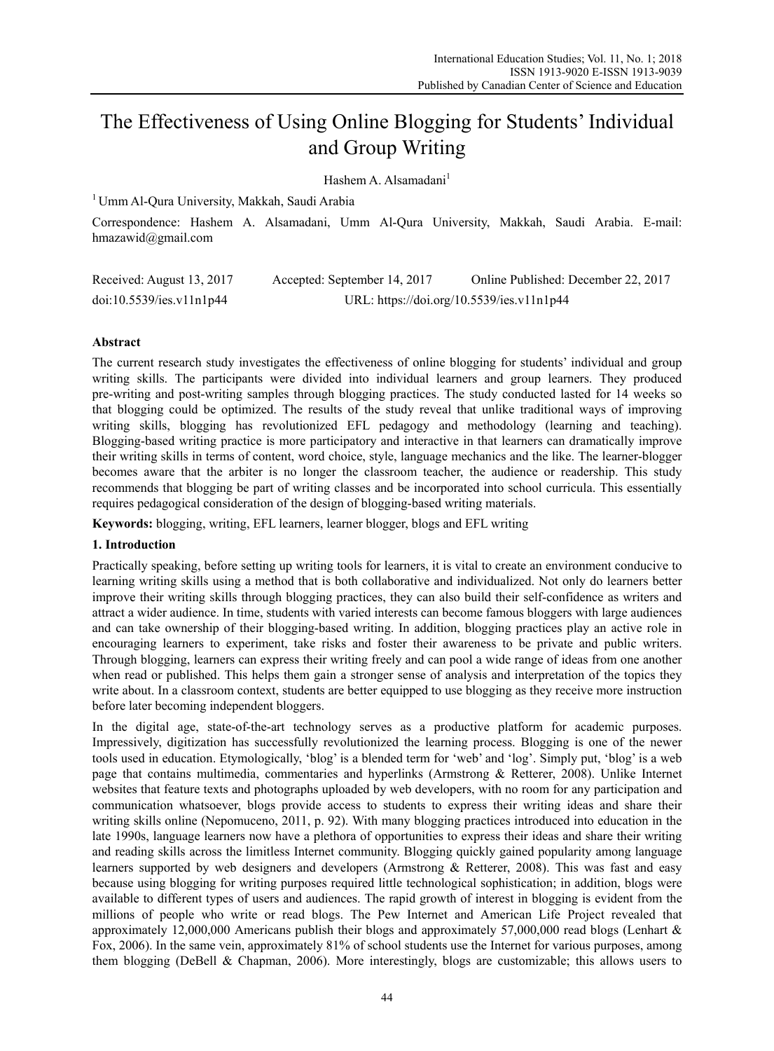# The Effectiveness of Using Online Blogging for Students' Individual and Group Writing

Hashem A. Alsamadani[1]

[1] Umm Al-Qura University, Makkah, Saudi Arabia

Correspondence: Hashem A. Alsamadani, Umm Al-Qura University, Makkah, Saudi Arabia. E-mail: hmazawid@gmail.com

Received: August 13, 2017 Accepted: September 14, 2017 Online Published: December 22, 2017

doi:10.5539/ies.v11n1p44 URL: https://doi.org/10.5539/ies.v11n1p44

## Abstract

The current research study investigates the effectiveness of online blogging for students' individual and group writing skills. The participants were divided into individual learners and group learners. They produced pre-writing and post-writing samples through blogging practices. The study conducted lasted for 14 weeks so that blogging could be optimized. The results of the study reveal that unlike traditional ways of improving writing skills, blogging has revolutionized EFL pedagogy and methodology (learning and teaching). Blogging-based writing practice is more participatory and interactive in that learners can dramatically improve their writing skills in terms of content, word choice, style, language mechanics and the like. The learner-blogger becomes aware that the arbiter is no longer the classroom teacher, the audience or readership. This study recommends that blogging be part of writing classes and be incorporated into school curricula. This essentially requires pedagogical consideration of the design of blogging-based writing materials.

**Keywords:** blogging, writing, EFL learners, learner blogger, blogs and EFL writing

## 1. Introduction

Practically speaking, before setting up writing tools for learners, it is vital to create an environment conducive to learning writing skills using a method that is both collaborative and individualized. Not only do learners better improve their writing skills through blogging practices, they can also build their self-confidence as writers and attract a wider audience. In time, students with varied interests can become famous bloggers with large audiences and can take ownership of their blogging-based writing. In addition, blogging practices play an active role in encouraging learners to experiment, take risks and foster their awareness to be private and public writers. Through blogging, learners can express their writing freely and can pool a wide range of ideas from one another when read or published. This helps them gain a stronger sense of analysis and interpretation of the topics they write about. In a classroom context, students are better equipped to use blogging as they receive more instruction before later becoming independent bloggers.

In the digital age, state-of-the-art technology serves as a productive platform for academic purposes. Impressively, digitization has successfully revolutionized the learning process. Blogging is one of the newer tools used in education. Etymologically, 'blog' is a blended term for 'web' and 'log'. Simply put, 'blog' is a web page that contains multimedia, commentaries and hyperlinks (Armstrong & Retterer, 2008). Unlike Internet websites that feature texts and photographs uploaded by web developers, with no room for any participation and communication whatsoever, blogs provide access to students to express their writing ideas and share their writing skills online (Nepomuceno, 2011, p. 92). With many blogging practices introduced into education in the late 1990s, language learners now have a plethora of opportunities to express their ideas and share their writing and reading skills across the limitless Internet community. Blogging quickly gained popularity among language learners supported by web designers and developers (Armstrong & Retterer, 2008). This was fast and easy because using blogging for writing purposes required little technological sophistication; in addition, blogs were available to different types of users and audiences. The rapid growth of interest in blogging is evident from the millions of people who write or read blogs. The Pew Internet and American Life Project revealed that approximately 12,000,000 Americans publish their blogs and approximately 57,000,000 read blogs (Lenhart & Fox, 2006). In the same vein, approximately 81% of school students use the Internet for various purposes, among them blogging (DeBell & Chapman, 2006). More interestingly, blogs are customizable; this allows users to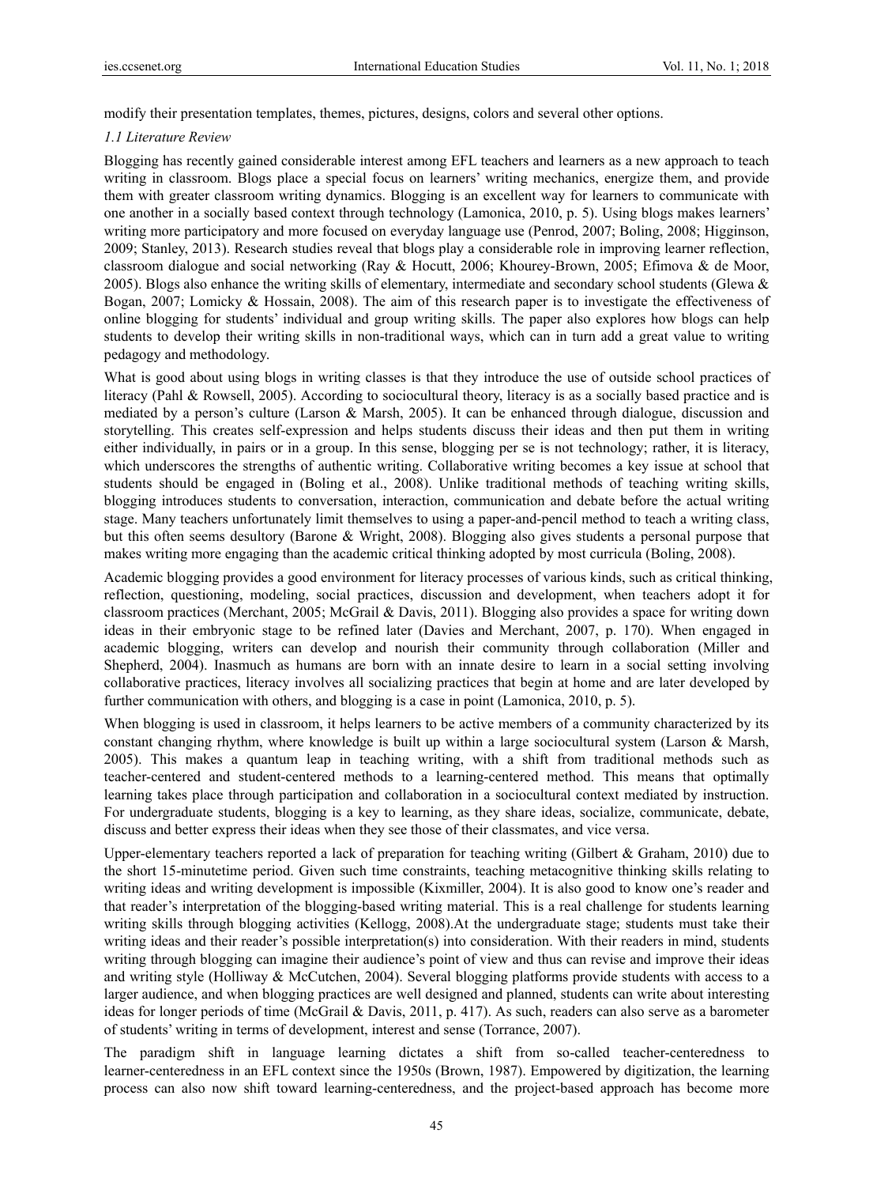modify their presentation templates, themes, pictures, designs, colors and several other options.

### *1.1 Literature Review*

Blogging has recently gained considerable interest among EFL teachers and learners as a new approach to teach writing in classroom. Blogs place a special focus on learners' writing mechanics, energize them, and provide them with greater classroom writing dynamics. Blogging is an excellent way for learners to communicate with one another in a socially based context through technology (Lamonica, 2010, p. 5). Using blogs makes learners' writing more participatory and more focused on everyday language use (Penrod, 2007; Boling, 2008; Higginson, 2009; Stanley, 2013). Research studies reveal that blogs play a considerable role in improving learner reflection, classroom dialogue and social networking (Ray & Hocutt, 2006; Khourey-Brown, 2005; Efimova & de Moor, 2005). Blogs also enhance the writing skills of elementary, intermediate and secondary school students (Glewa & Bogan, 2007; Lomicky & Hossain, 2008). The aim of this research paper is to investigate the effectiveness of online blogging for students' individual and group writing skills. The paper also explores how blogs can help students to develop their writing skills in non-traditional ways, which can in turn add a great value to writing pedagogy and methodology.

What is good about using blogs in writing classes is that they introduce the use of outside school practices of literacy (Pahl & Rowsell, 2005). According to sociocultural theory, literacy is as a socially based practice and is mediated by a person's culture (Larson & Marsh, 2005). It can be enhanced through dialogue, discussion and storytelling. This creates self-expression and helps students discuss their ideas and then put them in writing either individually, in pairs or in a group. In this sense, blogging per se is not technology; rather, it is literacy, which underscores the strengths of authentic writing. Collaborative writing becomes a key issue at school that students should be engaged in (Boling et al., 2008). Unlike traditional methods of teaching writing skills, blogging introduces students to conversation, interaction, communication and debate before the actual writing stage. Many teachers unfortunately limit themselves to using a paper-and-pencil method to teach a writing class, but this often seems desultory (Barone & Wright, 2008). Blogging also gives students a personal purpose that makes writing more engaging than the academic critical thinking adopted by most curricula (Boling, 2008).

Academic blogging provides a good environment for literacy processes of various kinds, such as critical thinking, reflection, questioning, modeling, social practices, discussion and development, when teachers adopt it for classroom practices (Merchant, 2005; McGrail & Davis, 2011). Blogging also provides a space for writing down ideas in their embryonic stage to be refined later (Davies and Merchant, 2007, p. 170). When engaged in academic blogging, writers can develop and nourish their community through collaboration (Miller and Shepherd, 2004). Inasmuch as humans are born with an innate desire to learn in a social setting involving collaborative practices, literacy involves all socializing practices that begin at home and are later developed by further communication with others, and blogging is a case in point (Lamonica, 2010, p. 5).

When blogging is used in classroom, it helps learners to be active members of a community characterized by its constant changing rhythm, where knowledge is built up within a large sociocultural system (Larson & Marsh, 2005). This makes a quantum leap in teaching writing, with a shift from traditional methods such as teacher-centered and student-centered methods to a learning-centered method. This means that optimally learning takes place through participation and collaboration in a sociocultural context mediated by instruction. For undergraduate students, blogging is a key to learning, as they share ideas, socialize, communicate, debate, discuss and better express their ideas when they see those of their classmates, and vice versa.

Upper-elementary teachers reported a lack of preparation for teaching writing (Gilbert & Graham, 2010) due to the short 15-minutetime period. Given such time constraints, teaching metacognitive thinking skills relating to writing ideas and writing development is impossible (Kixmiller, 2004). It is also good to know one's reader and that reader's interpretation of the blogging-based writing material. This is a real challenge for students learning writing skills through blogging activities (Kellogg, 2008).At the undergraduate stage; students must take their writing ideas and their reader's possible interpretation(s) into consideration. With their readers in mind, students writing through blogging can imagine their audience's point of view and thus can revise and improve their ideas and writing style (Holliway & McCutchen, 2004). Several blogging platforms provide students with access to a larger audience, and when blogging practices are well designed and planned, students can write about interesting ideas for longer periods of time (McGrail & Davis, 2011, p. 417). As such, readers can also serve as a barometer of students' writing in terms of development, interest and sense (Torrance, 2007).

The paradigm shift in language learning dictates a shift from so-called teacher-centeredness to learner-centeredness in an EFL context since the 1950s (Brown, 1987). Empowered by digitization, the learning process can also now shift toward learning-centeredness, and the project-based approach has become more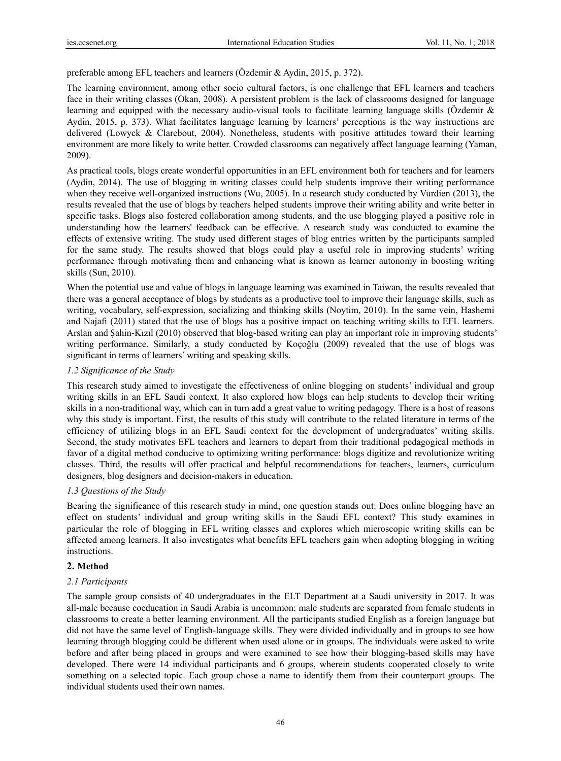preferable among EFL teachers and learners (Özdemir & Aydin, 2015, p. 372).

The learning environment, among other socio cultural factors, is one challenge that EFL learners and teachers face in their writing classes (Okan, 2008). A persistent problem is the lack of classrooms designed for language learning and equipped with the necessary audio-visual tools to facilitate learning language skills (Özdemir & Aydin, 2015, p. 373). What facilitates language learning by learners' perceptions is the way instructions are delivered (Lowyck & Clarebout, 2004). Nonetheless, students with positive attitudes toward their learning environment are more likely to write better. Crowded classrooms can negatively affect language learning (Yaman, 2009).

As practical tools, blogs create wonderful opportunities in an EFL environment both for teachers and for learners (Aydin, 2014). The use of blogging in writing classes could help students improve their writing performance when they receive well-organized instructions (Wu, 2005). In a research study conducted by Vurdien (2013), the results revealed that the use of blogs by teachers helped students improve their writing ability and write better in specific tasks. Blogs also fostered collaboration among students, and the use blogging played a positive role in understanding how the learners' feedback can be effective. A research study was conducted to examine the effects of extensive writing. The study used different stages of blog entries written by the participants sampled for the same study. The results showed that blogs could play a useful role in improving students' writing performance through motivating them and enhancing what is known as learner autonomy in boosting writing skills (Sun, 2010).

When the potential use and value of blogs in language learning was examined in Taiwan, the results revealed that there was a general acceptance of blogs by students as a productive tool to improve their language skills, such as writing, vocabulary, self-expression, socializing and thinking skills (Noytim, 2010). In the same vein, Hashemi and Najafi (2011) stated that the use of blogs has a positive impact on teaching writing skills to EFL learners. Arslan and Șahin-Kızıl (2010) observed that blog-based writing can play an important role in improving students' writing performance. Similarly, a study conducted by Koçoğlu (2009) revealed that the use of blogs was significant in terms of learners' writing and speaking skills.

### *1.2 Significance of the Study*

This research study aimed to investigate the effectiveness of online blogging on students' individual and group writing skills in an EFL Saudi context. It also explored how blogs can help students to develop their writing skills in a non-traditional way, which can in turn add a great value to writing pedagogy. There is a host of reasons why this study is important. First, the results of this study will contribute to the related literature in terms of the efficiency of utilizing blogs in an EFL Saudi context for the development of undergraduates' writing skills. Second, the study motivates EFL teachers and learners to depart from their traditional pedagogical methods in favor of a digital method conducive to optimizing writing performance: blogs digitize and revolutionize writing classes. Third, the results will offer practical and helpful recommendations for teachers, learners, curriculum designers, blog designers and decision-makers in education.

### *1.3 Questions of the Study*

Bearing the significance of this research study in mind, one question stands out: Does online blogging have an effect on students' individual and group writing skills in the Saudi EFL context? This study examines in particular the role of blogging in EFL writing classes and explores which microscopic writing skills can be affected among learners. It also investigates what benefits EFL teachers gain when adopting blogging in writing instructions.

## **2. Method**

### *2.1 Participants*

The sample group consists of 40 undergraduates in the ELT Department at a Saudi university in 2017. It was all-male because coeducation in Saudi Arabia is uncommon: male students are separated from female students in classrooms to create a better learning environment. All the participants studied English as a foreign language but did not have the same level of English-language skills. They were divided individually and in groups to see how learning through blogging could be different when used alone or in groups. The individuals were asked to write before and after being placed in groups and were examined to see how their blogging-based skills may have developed. There were 14 individual participants and 6 groups, wherein students cooperated closely to write something on a selected topic. Each group chose a name to identify them from their counterpart groups. The individual students used their own names.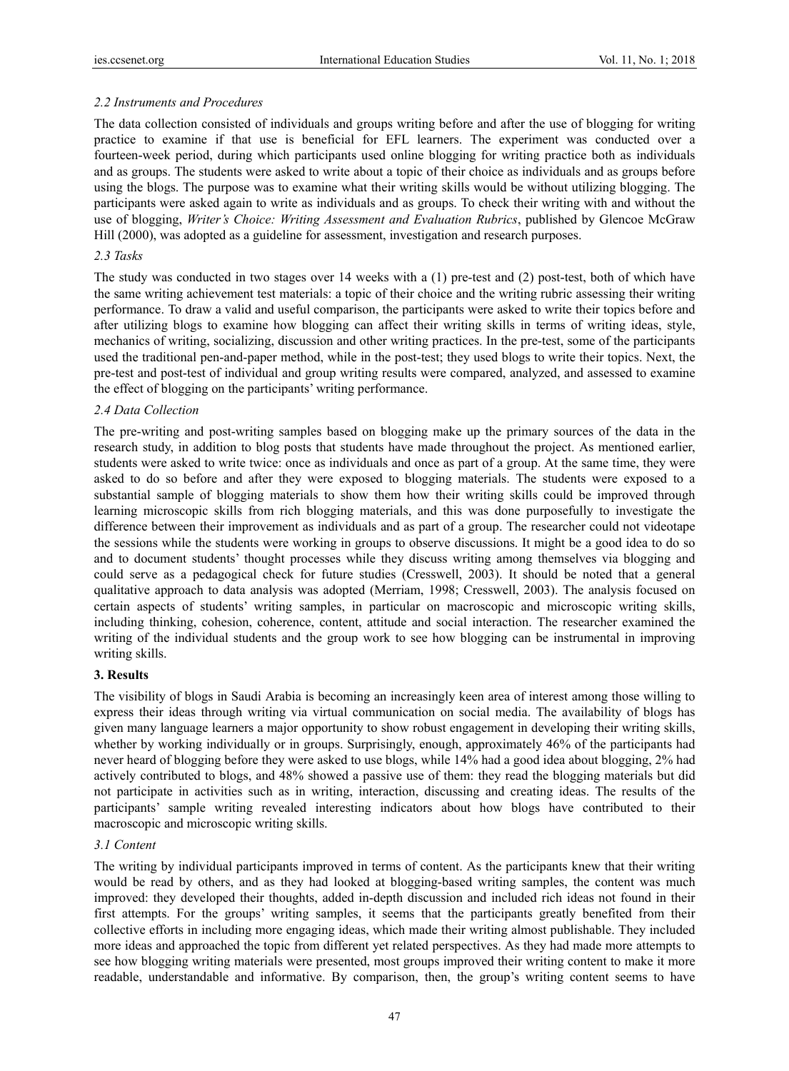### *2.2 Instruments and Procedures*

The data collection consisted of individuals and groups writing before and after the use of blogging for writing practice to examine if that use is beneficial for EFL learners. The experiment was conducted over a fourteen-week period, during which participants used online blogging for writing practice both as individuals and as groups. The students were asked to write about a topic of their choice as individuals and as groups before using the blogs. The purpose was to examine what their writing skills would be without utilizing blogging. The participants were asked again to write as individuals and as groups. To check their writing with and without the use of blogging, *Writer's Choice: Writing Assessment and Evaluation Rubrics*, published by Glencoe McGraw Hill (2000), was adopted as a guideline for assessment, investigation and research purposes.

### *2.3 Tasks*

The study was conducted in two stages over 14 weeks with a (1) pre-test and (2) post-test, both of which have the same writing achievement test materials: a topic of their choice and the writing rubric assessing their writing performance. To draw a valid and useful comparison, the participants were asked to write their topics before and after utilizing blogs to examine how blogging can affect their writing skills in terms of writing ideas, style, mechanics of writing, socializing, discussion and other writing practices. In the pre-test, some of the participants used the traditional pen-and-paper method, while in the post-test; they used blogs to write their topics. Next, the pre-test and post-test of individual and group writing results were compared, analyzed, and assessed to examine the effect of blogging on the participants' writing performance.

### *2.4 Data Collection*

The pre-writing and post-writing samples based on blogging make up the primary sources of the data in the research study, in addition to blog posts that students have made throughout the project. As mentioned earlier, students were asked to write twice: once as individuals and once as part of a group. At the same time, they were asked to do so before and after they were exposed to blogging materials. The students were exposed to a substantial sample of blogging materials to show them how their writing skills could be improved through learning microscopic skills from rich blogging materials, and this was done purposefully to investigate the difference between their improvement as individuals and as part of a group. The researcher could not videotape the sessions while the students were working in groups to observe discussions. It might be a good idea to do so and to document students' thought processes while they discuss writing among themselves via blogging and could serve as a pedagogical check for future studies (Cresswell, 2003). It should be noted that a general qualitative approach to data analysis was adopted (Merriam, 1998; Cresswell, 2003). The analysis focused on certain aspects of students' writing samples, in particular on macroscopic and microscopic writing skills, including thinking, cohesion, coherence, content, attitude and social interaction. The researcher examined the writing of the individual students and the group work to see how blogging can be instrumental in improving writing skills.

## 3. Results

The visibility of blogs in Saudi Arabia is becoming an increasingly keen area of interest among those willing to express their ideas through writing via virtual communication on social media. The availability of blogs has given many language learners a major opportunity to show robust engagement in developing their writing skills, whether by working individually or in groups. Surprisingly, enough, approximately 46% of the participants had never heard of blogging before they were asked to use blogs, while 14% had a good idea about blogging, 2% had actively contributed to blogs, and 48% showed a passive use of them: they read the blogging materials but did not participate in activities such as in writing, interaction, discussing and creating ideas. The results of the participants' sample writing revealed interesting indicators about how blogs have contributed to their macroscopic and microscopic writing skills.

### *3.1 Content*

The writing by individual participants improved in terms of content. As the participants knew that their writing would be read by others, and as they had looked at blogging-based writing samples, the content was much improved: they developed their thoughts, added in-depth discussion and included rich ideas not found in their first attempts. For the groups' writing samples, it seems that the participants greatly benefited from their collective efforts in including more engaging ideas, which made their writing almost publishable. They included more ideas and approached the topic from different yet related perspectives. As they had made more attempts to see how blogging writing materials were presented, most groups improved their writing content to make it more readable, understandable and informative. By comparison, then, the group's writing content seems to have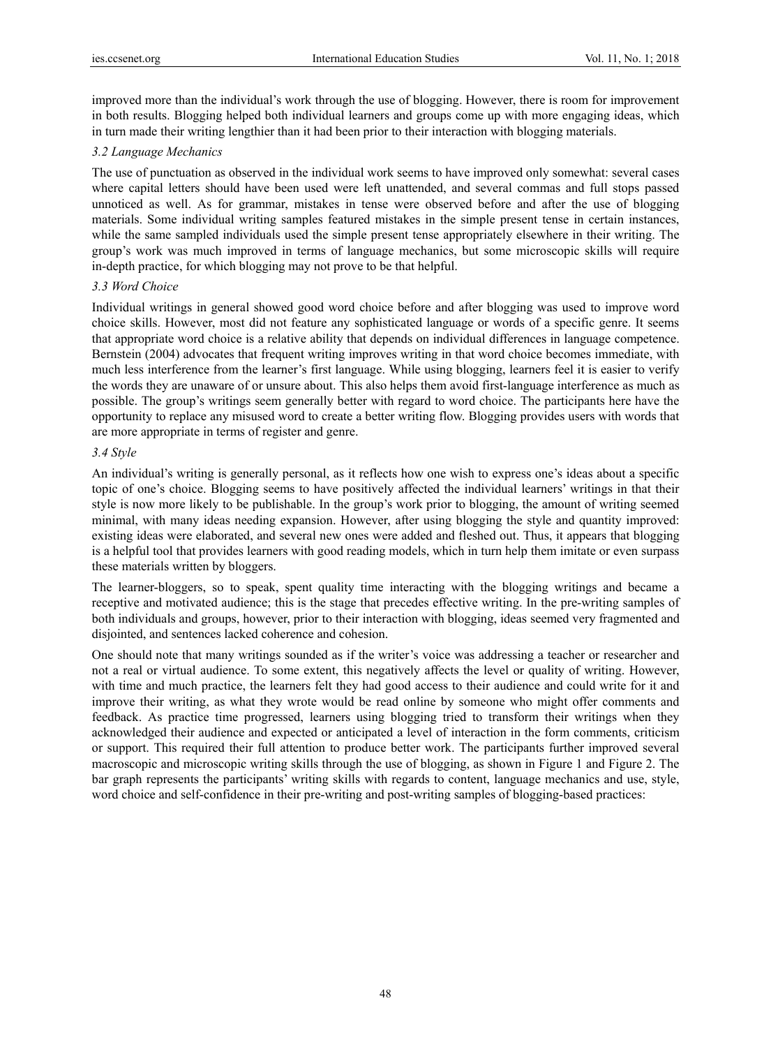improved more than the individual's work through the use of blogging. However, there is room for improvement in both results. Blogging helped both individual learners and groups come up with more engaging ideas, which in turn made their writing lengthier than it had been prior to their interaction with blogging materials.

### *3.2 Language Mechanics*

The use of punctuation as observed in the individual work seems to have improved only somewhat: several cases where capital letters should have been used were left unattended, and several commas and full stops passed unnoticed as well. As for grammar, mistakes in tense were observed before and after the use of blogging materials. Some individual writing samples featured mistakes in the simple present tense in certain instances, while the same sampled individuals used the simple present tense appropriately elsewhere in their writing. The group's work was much improved in terms of language mechanics, but some microscopic skills will require in-depth practice, for which blogging may not prove to be that helpful.

### *3.3 Word Choice*

Individual writings in general showed good word choice before and after blogging was used to improve word choice skills. However, most did not feature any sophisticated language or words of a specific genre. It seems that appropriate word choice is a relative ability that depends on individual differences in language competence. Bernstein (2004) advocates that frequent writing improves writing in that word choice becomes immediate, with much less interference from the learner's first language. While using blogging, learners feel it is easier to verify the words they are unaware of or unsure about. This also helps them avoid first-language interference as much as possible. The group's writings seem generally better with regard to word choice. The participants here have the opportunity to replace any misused word to create a better writing flow. Blogging provides users with words that are more appropriate in terms of register and genre.

### *3.4 Style*

An individual's writing is generally personal, as it reflects how one wish to express one's ideas about a specific topic of one's choice. Blogging seems to have positively affected the individual learners' writings in that their style is now more likely to be publishable. In the group's work prior to blogging, the amount of writing seemed minimal, with many ideas needing expansion. However, after using blogging the style and quantity improved: existing ideas were elaborated, and several new ones were added and fleshed out. Thus, it appears that blogging is a helpful tool that provides learners with good reading models, which in turn help them imitate or even surpass these materials written by bloggers.

The learner-bloggers, so to speak, spent quality time interacting with the blogging writings and became a receptive and motivated audience; this is the stage that precedes effective writing. In the pre-writing samples of both individuals and groups, however, prior to their interaction with blogging, ideas seemed very fragmented and disjointed, and sentences lacked coherence and cohesion.

One should note that many writings sounded as if the writer's voice was addressing a teacher or researcher and not a real or virtual audience. To some extent, this negatively affects the level or quality of writing. However, with time and much practice, the learners felt they had good access to their audience and could write for it and improve their writing, as what they wrote would be read online by someone who might offer comments and feedback. As practice time progressed, learners using blogging tried to transform their writings when they acknowledged their audience and expected or anticipated a level of interaction in the form comments, criticism or support. This required their full attention to produce better work. The participants further improved several macroscopic and microscopic writing skills through the use of blogging, as shown in Figure 1 and Figure 2. The bar graph represents the participants' writing skills with regards to content, language mechanics and use, style, word choice and self-confidence in their pre-writing and post-writing samples of blogging-based practices: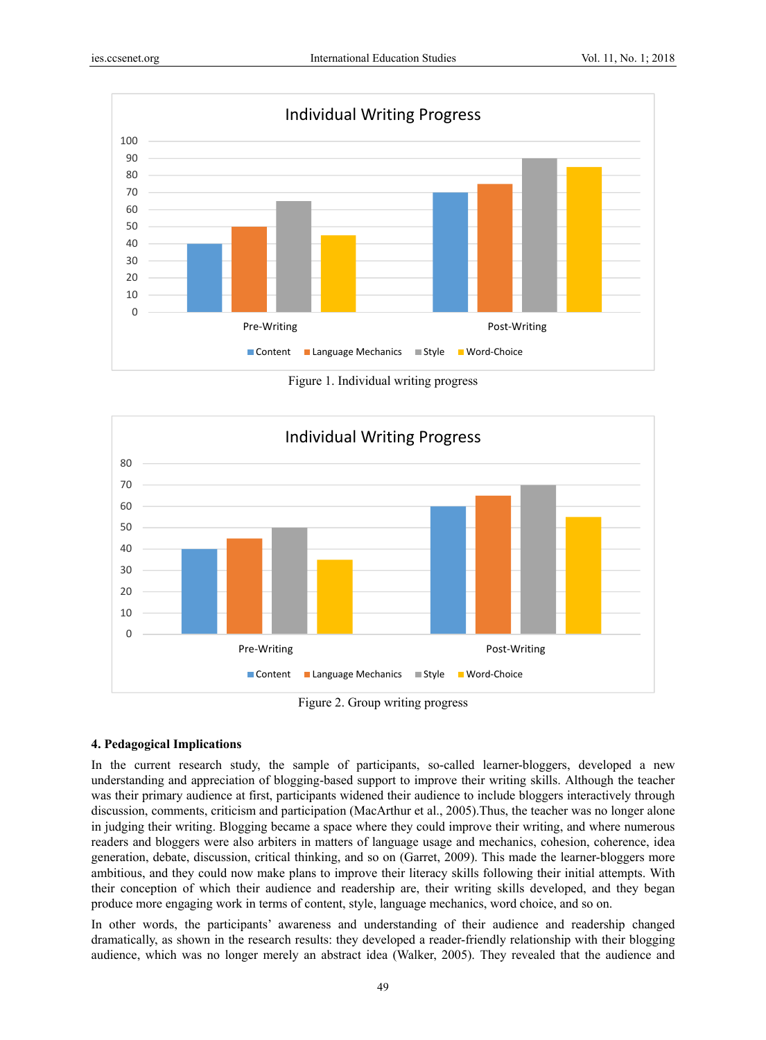Figure 1. Individual writing progress

Figure 2. Group writing progress

#### 4. Pedagogical Implications

In the current research study, the sample of participants, so-called learner-bloggers, developed a new understanding and appreciation of blogging-based support to improve their writing skills. Although the teacher was their primary audience at first, participants widened their audience to include bloggers interactively through discussion, comments, criticism and participation (MacArthur et al., 2005).Thus, the teacher was no longer alone in judging their writing. Blogging became a space where they could improve their writing, and where numerous readers and bloggers were also arbiters in matters of language usage and mechanics, cohesion, coherence, idea generation, debate, discussion, critical thinking, and so on (Garret, 2009). This made the learner-bloggers more ambitious, and they could now make plans to improve their literacy skills following their initial attempts. With their conception of which their audience and readership are, their writing skills developed, and they began produce more engaging work in terms of content, style, language mechanics, word choice, and so on.

In other words, the participants' awareness and understanding of their audience and readership changed dramatically, as shown in the research results: they developed a reader-friendly relationship with their blogging audience, which was no longer merely an abstract idea (Walker, 2005). They revealed that the audience and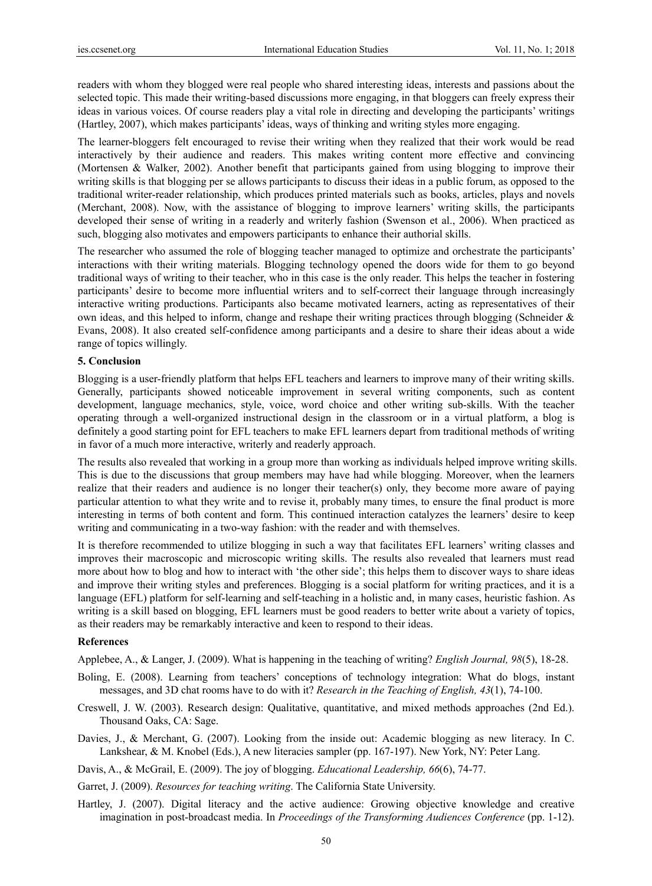readers with whom they blogged were real people who shared interesting ideas, interests and passions about the selected topic. This made their writing-based discussions more engaging, in that bloggers can freely express their ideas in various voices. Of course readers play a vital role in directing and developing the participants' writings (Hartley, 2007), which makes participants' ideas, ways of thinking and writing styles more engaging.

The learner-bloggers felt encouraged to revise their writing when they realized that their work would be read interactively by their audience and readers. This makes writing content more effective and convincing (Mortensen & Walker, 2002). Another benefit that participants gained from using blogging to improve their writing skills is that blogging per se allows participants to discuss their ideas in a public forum, as opposed to the traditional writer-reader relationship, which produces printed materials such as books, articles, plays and novels (Merchant, 2008). Now, with the assistance of blogging to improve learners' writing skills, the participants developed their sense of writing in a readerly and writerly fashion (Swenson et al., 2006). When practiced as such, blogging also motivates and empowers participants to enhance their authorial skills.

The researcher who assumed the role of blogging teacher managed to optimize and orchestrate the participants' interactions with their writing materials. Blogging technology opened the doors wide for them to go beyond traditional ways of writing to their teacher, who in this case is the only reader. This helps the teacher in fostering participants' desire to become more influential writers and to self-correct their language through increasingly interactive writing productions. Participants also became motivated learners, acting as representatives of their own ideas, and this helped to inform, change and reshape their writing practices through blogging (Schneider & Evans, 2008). It also created self-confidence among participants and a desire to share their ideas about a wide range of topics willingly.

## 5. Conclusion

Blogging is a user-friendly platform that helps EFL teachers and learners to improve many of their writing skills. Generally, participants showed noticeable improvement in several writing components, such as content development, language mechanics, style, voice, word choice and other writing sub-skills. With the teacher operating through a well-organized instructional design in the classroom or in a virtual platform, a blog is definitely a good starting point for EFL teachers to make EFL learners depart from traditional methods of writing in favor of a much more interactive, writerly and readerly approach.

The results also revealed that working in a group more than working as individuals helped improve writing skills. This is due to the discussions that group members may have had while blogging. Moreover, when the learners realize that their readers and audience is no longer their teacher(s) only, they become more aware of paying particular attention to what they write and to revise it, probably many times, to ensure the final product is more interesting in terms of both content and form. This continued interaction catalyzes the learners' desire to keep writing and communicating in a two-way fashion: with the reader and with themselves.

It is therefore recommended to utilize blogging in such a way that facilitates EFL learners' writing classes and improves their macroscopic and microscopic writing skills. The results also revealed that learners must read more about how to blog and how to interact with 'the other side'; this helps them to discover ways to share ideas and improve their writing styles and preferences. Blogging is a social platform for writing practices, and it is a language (EFL) platform for self-learning and self-teaching in a holistic and, in many cases, heuristic fashion. As writing is a skill based on blogging, EFL learners must be good readers to better write about a variety of topics, as their readers may be remarkably interactive and keen to respond to their ideas.

## References

Applebee, A., & Langer, J. (2009). What is happening in the teaching of writing? *English Journal, 98*(5), 18-28.

Boling, E. (2008). Learning from teachers' conceptions of technology integration: What do blogs, instant messages, and 3D chat rooms have to do with it? *Research in the Teaching of English, 43*(1), 74-100.

Creswell, J. W. (2003). Research design: Qualitative, quantitative, and mixed methods approaches (2nd Ed.). Thousand Oaks, CA: Sage.

Davies, J., & Merchant, G. (2007). Looking from the inside out: Academic blogging as new literacy. In C. Lankshear, & M. Knobel (Eds.), A new literacies sampler (pp. 167-197). New York, NY: Peter Lang.

Davis, A., & McGrail, E. (2009). The joy of blogging. *Educational Leadership, 66*(6), 74-77.

Garret, J. (2009). *Resources for teaching writing*. The California State University.

Hartley, J. (2007). Digital literacy and the active audience: Growing objective knowledge and creative imagination in post-broadcast media. In *Proceedings of the Transforming Audiences Conference* (pp. 1-12).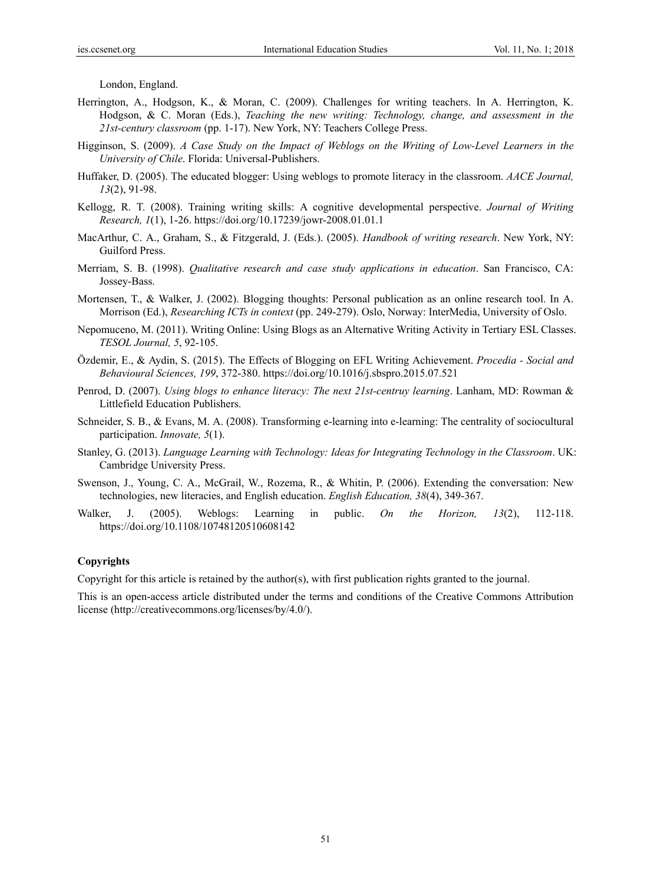London, England.

Herrington, A., Hodgson, K., & Moran, C. (2009). Challenges for writing teachers. In A. Herrington, K. Hodgson, & C. Moran (Eds.), *Teaching the new writing: Technology, change, and assessment in the 21st-century classroom* (pp. 1-17). New York, NY: Teachers College Press.

Higginson, S. (2009). *A Case Study on the Impact of Weblogs on the Writing of Low-Level Learners in the University of Chile*. Florida: Universal-Publishers.

Huffaker, D. (2005). The educated blogger: Using weblogs to promote literacy in the classroom. *AACE Journal, 13*(2), 91-98.

Kellogg, R. T. (2008). Training writing skills: A cognitive developmental perspective. *Journal of Writing Research, 1*(1), 1-26. https://doi.org/10.17239/jowr-2008.01.01.1

MacArthur, C. A., Graham, S., & Fitzgerald, J. (Eds.). (2005). *Handbook of writing research*. New York, NY: Guilford Press.

Merriam, S. B. (1998). *Qualitative research and case study applications in education*. San Francisco, CA: Jossey-Bass.

Mortensen, T., & Walker, J. (2002). Blogging thoughts: Personal publication as an online research tool. In A. Morrison (Ed.), *Researching ICTs in context* (pp. 249-279). Oslo, Norway: InterMedia, University of Oslo.

Nepomuceno, M. (2011). Writing Online: Using Blogs as an Alternative Writing Activity in Tertiary ESL Classes. *TESOL Journal, 5*, 92-105.

Özdemir, E., & Aydin, S. (2015). The Effects of Blogging on EFL Writing Achievement. *Procedia - Social and Behavioural Sciences, 199*, 372-380. https://doi.org/10.1016/j.sbspro.2015.07.521

Penrod, D. (2007). *Using blogs to enhance literacy: The next 21st-centruy learning*. Lanham, MD: Rowman & Littlefield Education Publishers.

Schneider, S. B., & Evans, M. A. (2008). Transforming e-learning into e-learning: The centrality of sociocultural participation. *Innovate, 5*(1).

Stanley, G. (2013). *Language Learning with Technology: Ideas for Integrating Technology in the Classroom*. UK: Cambridge University Press.

Swenson, J., Young, C. A., McGrail, W., Rozema, R., & Whitin, P. (2006). Extending the conversation: New technologies, new literacies, and English education. *English Education, 38*(4), 349-367.

Walker, J. (2005). Weblogs: Learning in public. *On the Horizon, 13*(2), 112-118. https://doi.org/10.1108/10748120510608142

### Copyrights

Copyright for this article is retained by the author(s), with first publication rights granted to the journal.

This is an open-access article distributed under the terms and conditions of the Creative Commons Attribution license (http://creativecommons.org/licenses/by/4.0/).